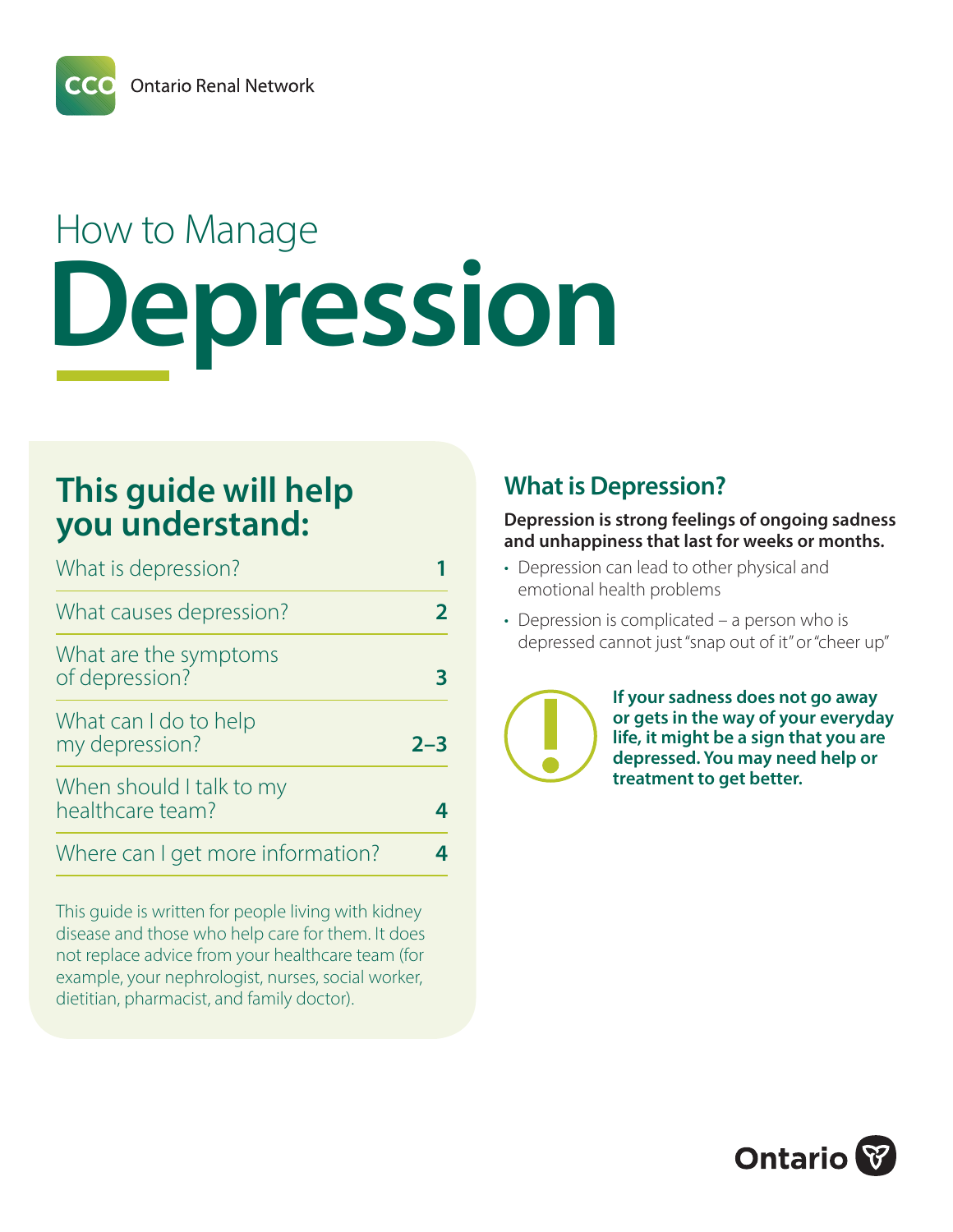CCO Ontario Renal Network

# How to Manage Depression

## This guide will help you understand:

| | |
|---|---|
| What is depression? | **1** |
| What causes depression? | **2** |
| What are the symptoms of depression? | **3** |
| What can I do to help my depression? | **2–3** |
| When should I talk to my healthcare team? | **4** |
| Where can I get more information? | **4** |

This guide is written for people living with kidney disease and those who help care for them. It does not replace advice from your healthcare team (for example, your nephrologist, nurses, social worker, dietitian, pharmacist, and family doctor).

## What is Depression?

**Depression is strong feelings of ongoing sadness and unhappiness that last for weeks or months.**

- Depression can lead to other physical and emotional health problems
- Depression is complicated – a person who is depressed cannot just "snap out of it" or "cheer up"

**If your sadness does not go away or gets in the way of your everyday life, it might be a sign that you are depressed. You may need help or treatment to get better.**

Ontario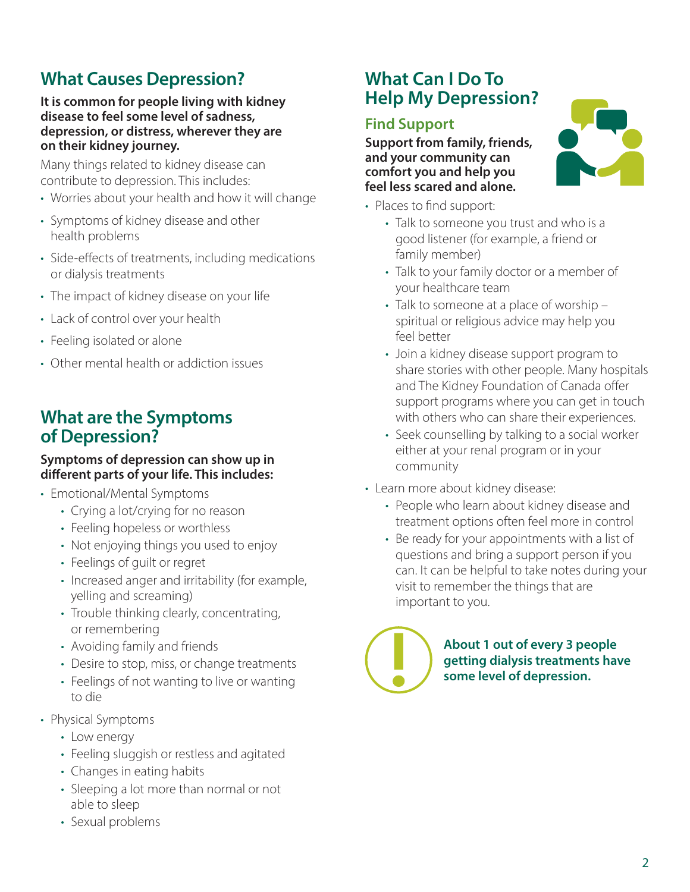## What Causes Depression?

**It is common for people living with kidney disease to feel some level of sadness, depression, or distress, wherever they are on their kidney journey.**

Many things related to kidney disease can contribute to depression. This includes:

- Worries about your health and how it will change
- Symptoms of kidney disease and other health problems
- Side-effects of treatments, including medications or dialysis treatments
- The impact of kidney disease on your life
- Lack of control over your health
- Feeling isolated or alone
- Other mental health or addiction issues

## What are the Symptoms of Depression?

**Symptoms of depression can show up in different parts of your life. This includes:**

- Emotional/Mental Symptoms
  - Crying a lot/crying for no reason
  - Feeling hopeless or worthless
  - Not enjoying things you used to enjoy
  - Feelings of guilt or regret
  - Increased anger and irritability (for example, yelling and screaming)
  - Trouble thinking clearly, concentrating, or remembering
  - Avoiding family and friends
  - Desire to stop, miss, or change treatments
  - Feelings of not wanting to live or wanting to die
- Physical Symptoms
  - Low energy
  - Feeling sluggish or restless and agitated
  - Changes in eating habits
  - Sleeping a lot more than normal or not able to sleep
  - Sexual problems

## What Can I Do To Help My Depression?

### Find Support

**Support from family, friends, and your community can comfort you and help you feel less scared and alone.**

- Places to find support:
  - Talk to someone you trust and who is a good listener (for example, a friend or family member)
  - Talk to your family doctor or a member of your healthcare team
  - Talk to someone at a place of worship – spiritual or religious advice may help you feel better
  - Join a kidney disease support program to share stories with other people. Many hospitals and The Kidney Foundation of Canada offer support programs where you can get in touch with others who can share their experiences.
  - Seek counselling by talking to a social worker either at your renal program or in your community
- Learn more about kidney disease:
  - People who learn about kidney disease and treatment options often feel more in control
  - Be ready for your appointments with a list of questions and bring a support person if you can. It can be helpful to take notes during your visit to remember the things that are important to you.

**About 1 out of every 3 people getting dialysis treatments have some level of depression.**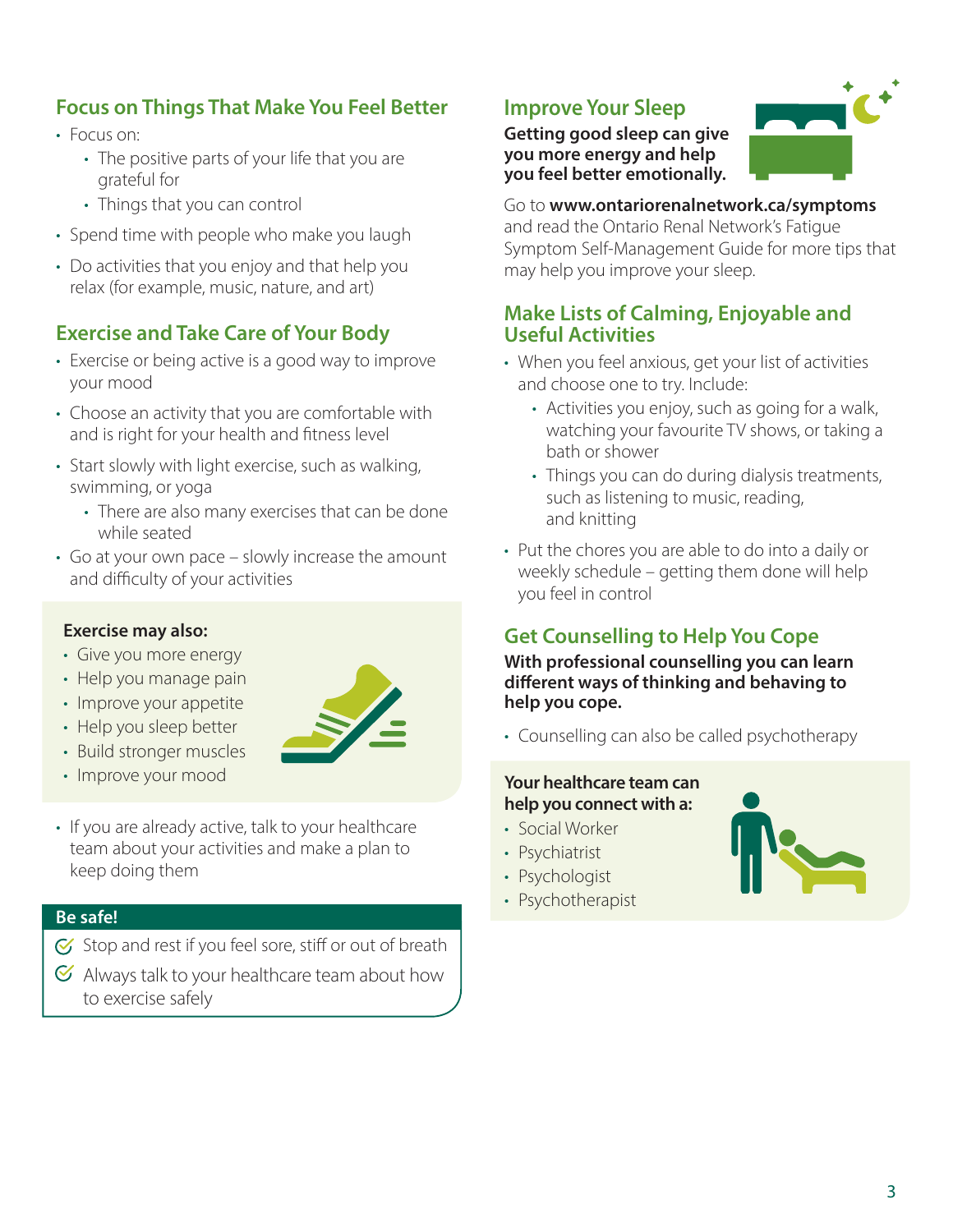## Focus on Things That Make You Feel Better

- Focus on:
  - The positive parts of your life that you are grateful for
  - Things that you can control
- Spend time with people who make you laugh
- Do activities that you enjoy and that help you relax (for example, music, nature, and art)

## Exercise and Take Care of Your Body

- Exercise or being active is a good way to improve your mood
- Choose an activity that you are comfortable with and is right for your health and fitness level
- Start slowly with light exercise, such as walking, swimming, or yoga
  - There are also many exercises that can be done while seated
- Go at your own pace – slowly increase the amount and difficulty of your activities

**Exercise may also:**

- Give you more energy
- Help you manage pain
- Improve your appetite
- Help you sleep better
- Build stronger muscles
- Improve your mood

- If you are already active, talk to your healthcare team about your activities and make a plan to keep doing them

**Be safe!**

- Stop and rest if you feel sore, stiff or out of breath
- Always talk to your healthcare team about how to exercise safely

## Improve Your Sleep

**Getting good sleep can give you more energy and help you feel better emotionally.**

Go to **www.ontariorenalnetwork.ca/symptoms** and read the Ontario Renal Network's Fatigue Symptom Self-Management Guide for more tips that may help you improve your sleep.

## Make Lists of Calming, Enjoyable and Useful Activities

- When you feel anxious, get your list of activities and choose one to try. Include:
  - Activities you enjoy, such as going for a walk, watching your favourite TV shows, or taking a bath or shower
  - Things you can do during dialysis treatments, such as listening to music, reading, and knitting
- Put the chores you are able to do into a daily or weekly schedule – getting them done will help you feel in control

## Get Counselling to Help You Cope

**With professional counselling you can learn different ways of thinking and behaving to help you cope.**

- Counselling can also be called psychotherapy

**Your healthcare team can help you connect with a:**

- Social Worker
- Psychiatrist
- Psychologist
- Psychotherapist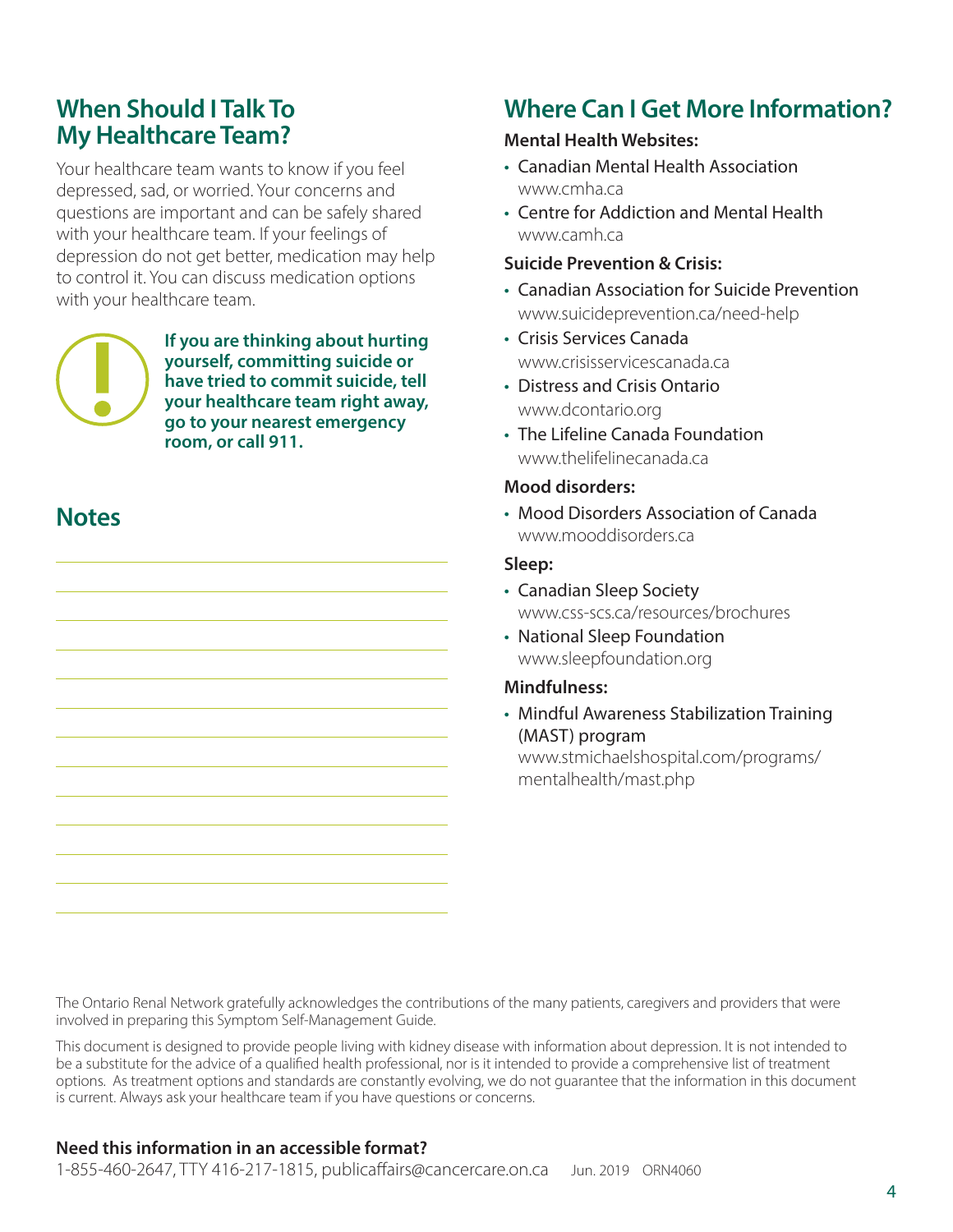## When Should I Talk To My Healthcare Team?

Your healthcare team wants to know if you feel depressed, sad, or worried. Your concerns and questions are important and can be safely shared with your healthcare team. If your feelings of depression do not get better, medication may help to control it. You can discuss medication options with your healthcare team.

**If you are thinking about hurting yourself, committing suicide or have tried to commit suicide, tell your healthcare team right away, go to your nearest emergency room, or call 911.**

## Notes

## Where Can I Get More Information?

**Mental Health Websites:**

- Canadian Mental Health Association
  www.cmha.ca
- Centre for Addiction and Mental Health
  www.camh.ca

**Suicide Prevention & Crisis:**

- Canadian Association for Suicide Prevention
  www.suicideprevention.ca/need-help
- Crisis Services Canada
  www.crisisservicescanada.ca
- Distress and Crisis Ontario
  www.dcontario.org
- The Lifeline Canada Foundation
  www.thelifelinecanada.ca

**Mood disorders:**

- Mood Disorders Association of Canada
  www.mooddisorders.ca

**Sleep:**

- Canadian Sleep Society
  www.css-scs.ca/resources/brochures
- National Sleep Foundation
  www.sleepfoundation.org

**Mindfulness:**

- Mindful Awareness Stabilization Training (MAST) program
  www.stmichaelshospital.com/programs/mentalhealth/mast.php

The Ontario Renal Network gratefully acknowledges the contributions of the many patients, caregivers and providers that were involved in preparing this Symptom Self-Management Guide.

This document is designed to provide people living with kidney disease with information about depression. It is not intended to be a substitute for the advice of a qualified health professional, nor is it intended to provide a comprehensive list of treatment options. As treatment options and standards are constantly evolving, we do not guarantee that the information in this document is current. Always ask your healthcare team if you have questions or concerns.

**Need this information in an accessible format?**
1-855-460-2647, TTY 416-217-1815, publicaffairs@cancercare.on.ca    Jun. 2019    ORN4060